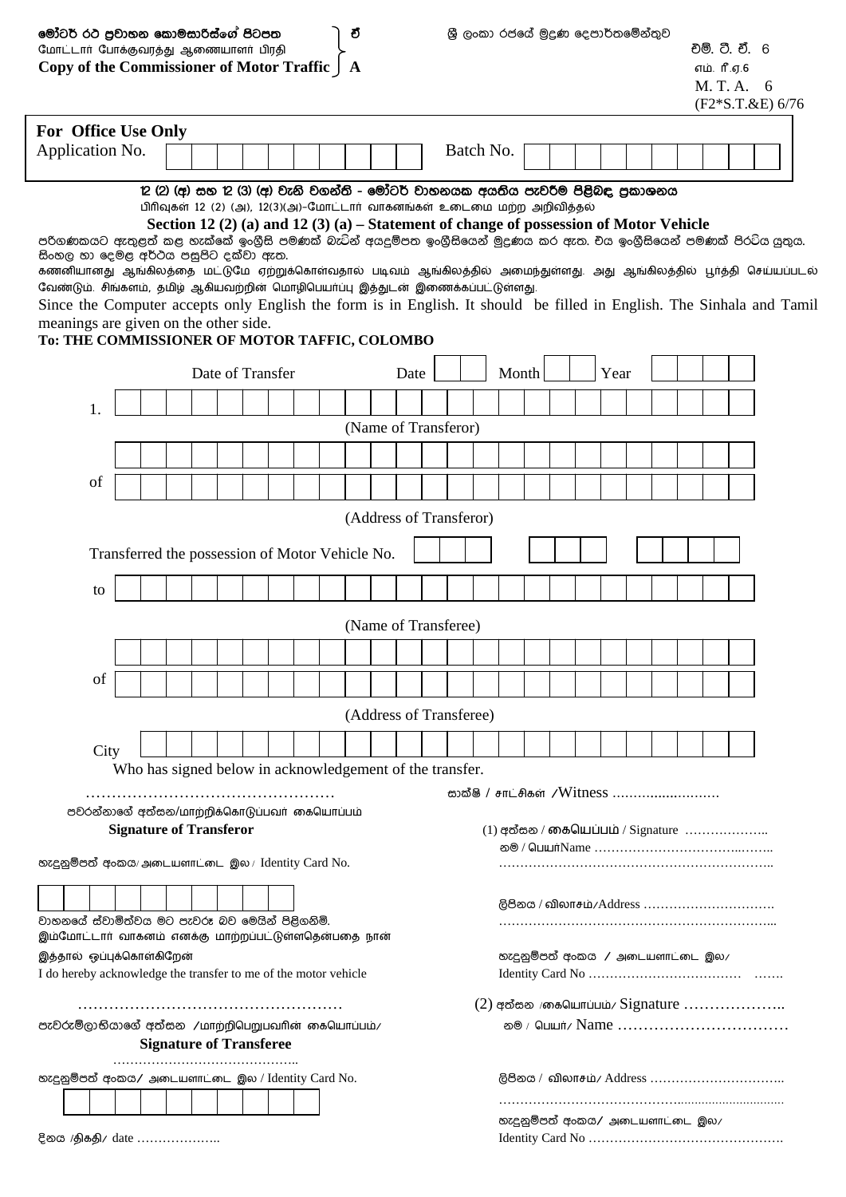මෝටර් රථ ප්‍රවාහන කොමසාරිස්ගේ පිටපත
மோட்டார் போக்குவரத்து ஆணையாளர் பிரதி
**Copy of the Commissioner of Motor Traffic** } **A** ඒ

ශ්‍රී ලංකා රජයේ මුද්‍රණ දෙපාර්තමේන්තුව

එම්. ටී. ඒ. 6
எம். ரீ.ஏ.6
M. T. A. 6
(F2*S.T.&E) 6/76

**For Office Use Only**
Application No. [ ] Batch No. [ ]

**12 (2) (අ) සහ 12 (3) (අ) වැනි වගන්ති - මෝටර් වාහනයක අයතිය පැවරීම පිළිබඳ ප්‍රකාශනය**
பிரிவுகள் 12 (2) (அ), 12(3)(அ)-மோட்டார் வாகனங்கள் உடைமை மற்ற அறிவித்தல்
**Section 12 (2) (a) and 12 (3) (a) – Statement of change of possession of Motor Vehicle**

පරිගණකයට ඇතුළත් කළ හැක්කේ ඉංග්‍රීසි පමණක් බැවින් අයදුම්පත ඉංග්‍රීසියෙන් මුද්‍රණය කර ඇත. එය ඉංග්‍රීසියෙන් පමණක් පිරවිය යුතුය. සිංහල හා දෙමළ අර්ථය පසුපිට දක්වා ඇත.
கணனியானது ஆங்கிலத்தை மட்டுமே ஏற்றுக்கொள்வதால் படிவம் ஆங்கிலத்தில் அமைந்துள்ளது. அது ஆங்கிலத்தில் பூர்த்தி செய்யப்படல் வேண்டும். சிங்களம், தமிழ் ஆகியவற்றின் மொழிபெயர்ப்பு இத்துடன் இணைக்கப்பட்டுள்ளது.
Since the Computer accepts only English the form is in English. It should be filled in English. The Sinhala and Tamil meanings are given on the other side.

**To: THE COMMISSIONER OF MOTOR TAFFIC, COLOMBO**

Date of Transfer Date [ ] Month [ ] Year [ ]

1. [ ]

(Name of Transferor)

of [ ]

(Address of Transferor)

Transferred the possession of Motor Vehicle No. [ ]

to [ ]

(Name of Transferee)

of [ ]

(Address of Transferee)

City [ ]

Who has signed below in acknowledgement of the transfer.

…………………………………………
පවරන්නාගේ අත්සන/மாற்றிக்கொடுப்பவர் கையொப்பம்
**Signature of Transferor**

හැඳුනුම්පත් අංකය/ அடையாளஅட்டை இல / Identity Card No.
[ ]

වාහනයේ ස්වාමිත්වය මට පැවරූ බව මෙයින් පිළිගනිමි.
இம்மோட்டார் வாகனம் எனக்கு மாற்றப்பட்டுள்ளதென்பதை நான் இத்தால் ஒப்புக்கொள்கிறேன்
I do hereby acknowledge the transfer to me of the motor vehicle

…………………………………………
පැවරුම්ලාභියාගේ අත්සන /மாற்றிபெறுபவரின் கையொப்பம்/
**Signature of Transferee**
……………………………………..

හැඳුනුම්පත් අංකය/ அடையாளஅட்டை இல / Identity Card No.
[ ]

දිනය /திகதி/ date ………………..

සාක්ෂි / சாட்சிகள் /Witness ……………………

(1) අත්සන / கையொப்பம் / Signature ………………..
නම / பெயர்Name ……………………………..……..
………………………………………………………..

ලිපිනය / விலாசம்/Address ………………………….
………………………………………………………...

හැඳුනුම්පත් අංකය / அடையாளஅட்டை இல/
Identity Card No ……………………………… …….

(2) අත්සන /கையொப்பம்/ Signature ………………..
නම / பெயர்/ Name ……………………………

ලිපිනය / விலாசம்/ Address …………………………..
…………………………………………………………

හැඳුනුම්පත් අංකය/ அடையாளஅட்டை இல/
Identity Card No ……………………………………….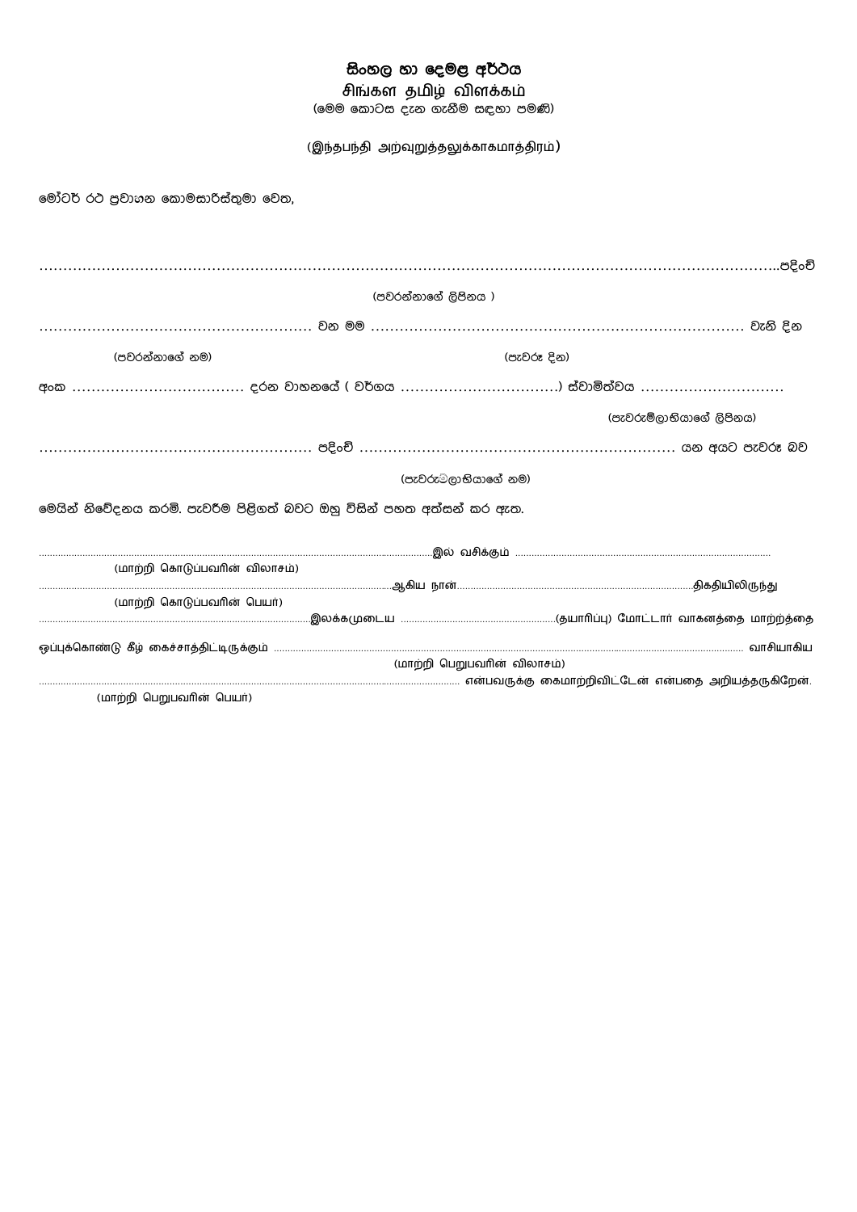# සිංහල හා දෙමළ අර්ථය
## சிங்கள தமிழ் விளக்கம்

(මෙම කොටස දැන ගැනීම සඳහා පමණි)

(இந்தபந்தி அற்வுறுத்தலுக்காகமாத்திரம்)

මෝටර් රථ ප්‍රවාහන කොමසාරිස්තුමා වෙත,

.............................................................................................................................................පදිංචි

(පවරන්නාගේ ලිපිනය )

........................................................ වන මම ............................................................................ වැනි දින

(පවරන්නාගේ නම) (පැවරූ දින)

අංක ................................... දරන වාහනයේ ( වර්ගය ................................) ස්වාමිත්වය .............................

(පැවරුම්ලාභියාගේ ලිපිනය)

........................................................ පදිංචි ................................................................. යන අයට පැවරූ බව

(පැවරුම්ලාභියාගේ නම)

මෙයින් නිවේදනය කරමි. පැවරීම පිළිගත් බවට ඔහු විසින් පහත අත්සන් කර ඇත.

......................................................................................................................................இல வசிக்கும் ..............................................................................................

(மாற்றி கொடுப்பவரின் விலாசம்)

......................................................................................................................................ஆகிய நான்..........................................................................................திகதியிலிருந்து

(மாற்றி கொடுப்பவரின் பெயர்)

.........................................................................................இலக்கமுடைய ......................................................(தயாரிப்பு) மோட்டார் வாகனத்தை மாற்றத்தை

ஒப்புக்கொண்டு கீழ் கைச்சாத்திட்டிருக்கும் ........................................................................................................................................... வாசியாகிய

(மாற்றி பெறுபவரின் விலாசம்)

........................................................................................................................................ என்பவருக்கு கைமாற்றிவிட்டேன் என்பதை அறியத்தருகிறேன்.

(மாற்றி பெறுபவரின் பெயர்)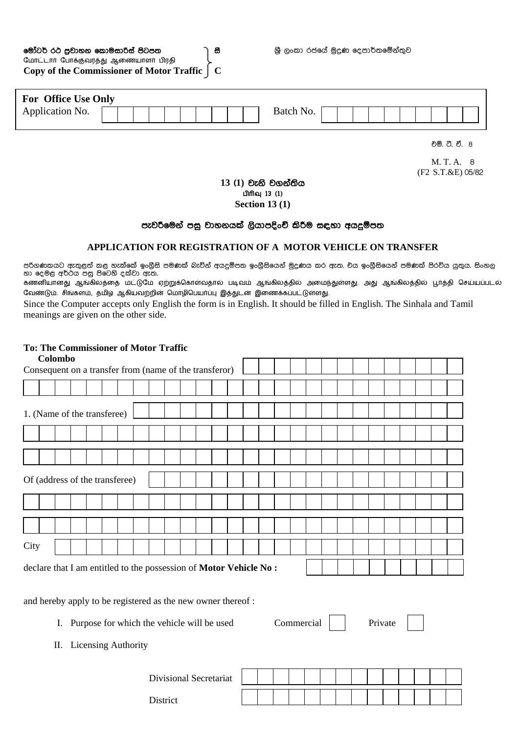**මෝටර් රථ ප්‍රවාහන කොමසාරිස් පිටපත**
மோட்டார் போக்குவரத்து ஆணையாளர் பிரதி
**Copy of the Commissioner of Motor Traffic** } **සී C**

ශ්‍රී ලංකා රජයේ මුද්‍රණ දෙපාර්තමේන්තුව

**For Office Use Only**

Application No. | | | | | | | | | | |   Batch No. | | | | | | | | | | |

එම්. ටී. ඒ. 8

M. T. A. 8
(F2 S.T.&E) 05/82

**13 (1) වැනි වගන්තිය**
**பிரிவு 13 (1)**
**Section 13 (1)**

**පැවරීමෙන් පසු වාහනයක් ලියාපදිංචි කිරීම සඳහා අයදුම්පත**

**APPLICATION FOR REGISTRATION OF A MOTOR VEHICLE ON TRANSFER**

පරිගණකයට ඇතුළත් කළ හැක්කේ ඉංග්‍රීසි පමණක් බැවින් අයදුම්පත ඉංග්‍රීසියෙන් මුද්‍රණය කර ඇත. එය ඉංග්‍රීසියෙන් පමණක් පිරවිය යුතුය. සිංහල හා දෙමළ අර්ථය පසු පිටෙහි දක්වා ඇත.
கணனியானது ஆங்கிலத்தை மட்டுமே ஏற்றுக்கொள்வதால் படிவம் ஆங்கிலத்தில் அமைந்துள்ளது. அது ஆங்கிலத்தில் பூர்த்தி செய்யப்படல் வேண்டும். சிங்களம், தமிழ் ஆகியவற்றின் மொழிபெயர்ப்பு இத்துடன் இணைக்கப்பட்டுள்ளது.
Since the Computer accepts only English the form is in English. It should be filled in English. The Sinhala and Tamil meanings are given on the other side.

**To: The Commissioner of Motor Traffic**
**Colombo**

Consequent on a transfer from (name of the transferor) ____________________

____________________________________________

1. (Name of the transferee) ____________________

____________________________________________

____________________________________________

Of (address of the transferee) ____________________

____________________________________________

____________________________________________

City ____________________________________________

declare that I am entitled to the possession of **Motor Vehicle No :** ____________________

and hereby apply to be registered as the new owner thereof :

I. Purpose for which the vehicle will be used   Commercial ☐   Private ☐

II. Licensing Authority

Divisional Secretariat ____________________

District ____________________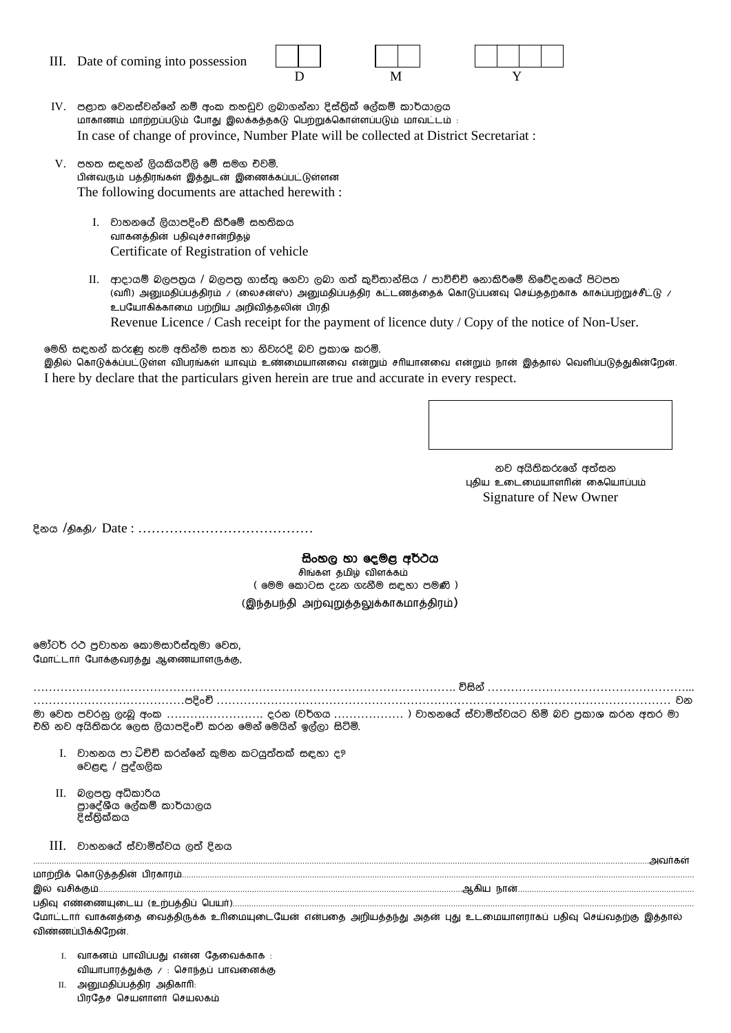III. Date of coming into possession

| D | | M | | Y | | | |
|---|---|---|---|---|---|---|---|
| | | | | | | | |

IV. පළාත වෙනස්වන්නේ නම් අංක තහඩුව ලබාගන්නා දිස්ත්‍රික් ලේකම් කාර්යාලය
மாகாணம் மாற்றப்படும் போது இலக்கத்தகடு பெற்றுக்கொள்ளப்படும் மாவட்டம் :
In case of change of province, Number Plate will be collected at District Secretariat :

V. පහත සඳහන් ලියකියවිලි මේ සමඟ එවමි.
பின்வரும் பத்திரங்கள் இத்துடன் இணைக்கப்பட்டுள்ளன
The following documents are attached herewith :

I. වාහනයේ ලියාපදිංචි කිරීමේ සහතිකය
வாகனத்தின பதிவுச்சான்றிதழ
Certificate of Registration of vehicle

II. ආදායම් බලපත්‍රය / බලපත්‍ර ගාස්තු ගෙවා ලබා ගත් කුවිතාන්සිය / පාවිච්චි නොකිරීමේ නිවේදනයේ පිටපත
(வரி) அனுமதிப்பத்திரம் / (லைசன்ஸ்) அனுமதிப்பத்திர கட்டணத்தைக் கொடுப்பனவு செய்ததற்காக காசுப்பற்றுச்சீட்டு / உபயோகிக்காமை பற்றிய அறிவித்தலின் பிரதி
Revenue Licence / Cash receipt for the payment of licence duty / Copy of the notice of Non-User.

මෙහි සඳහන් කරුණු හැම අතින්ම සත්‍ය හා නිවැරදි බව ප්‍රකාශ කරමි.
இதில் கொடுக்கப்பட்டுள்ள விபரங்கள் யாவும் உண்மையானவை என்றும் சரியானவை என்றும் நான் இத்தால் வெளிப்படுத்துகினறேன்.
I here by declare that the particulars given herein are true and accurate in every respect.

නව අයිතිකරුගේ අත්සන
புதிய உடைமையாளரின் கையொப்பம்
Signature of New Owner

දිනය /திகதி/ Date : …………………………………

## සිංහල හා දෙමළ අර්ථය

சிங்கள தமிழ விளக்கம்
( මෙම කොටස දැන ගැනීම සඳහා පමණි )
(இந்தபந்தி அறவுறுத்தலுக்காகமாத்திரம்)

මෝටර් රථ ප්‍රවාහන කොමසාරිස්තුමා වෙත,
மோட்டார் போக்குவரத்து ஆணையாளருக்கு,

………………………………………………………………………………………………… විසින් ……………………………………………... ………………………………පදිංචි …………………………………………………………………………………………………… වන මා වෙත පවරනු ලැබූ අංක …………………… දරන (වර්ගය ……………… ) වාහනයේ ස්වාමිත්වයට හිමි බව ප්‍රකාශ කරන අතර මා එහි නව අයිතිකරු ලෙස ලියාපදිංචි කරන මෙන් මෙයින් ඉල්ලා සිටිමි.

I. වාහනය පා විච්චි කරන්නේ කුමන කටයුත්තක් සඳහා ද?
වෙළඳ / පුද්ගලික

II. බලපත්‍ර අධිකාරිය
ප්‍රාදේශීය ලේකම් කාර්යාලය
දිස්ත්‍රික්කය

III. වාහනයේ ස්වාමිත්වය ලත් දිනය

……………………………………………………………………………………………………………………………………அவர்கள்
மாற்றிக் கொடுத்ததின் பிரகாரம்……………………………………………………………………………………………………
இல் வசிக்கும்……………………………………………………………………………………ஆகிய நான்……………………………
பதிவு எண்ணையுடைய (உறபத்திப் பெயர்)……………………………………………………………………………………………
மோட்டார் வாகனத்தை வைத்திருக்க உரிமையுடையேன் என்பதை அறியத்தந்து அதன் புது உடமையாளராகப் பதிவு செய்வதற்கு இத்தால் விண்ணப்பிக்கிறேன்.

I. வாகனம் பாவிப்பது என்ன தேவைக்காக :
வியாபாரத்துக்கு / : சொந்தப் பாவனைக்கு

II. அனுமதிப்பத்திர அதிகாரி:
பிரதேச செயளாளர் செயலகம்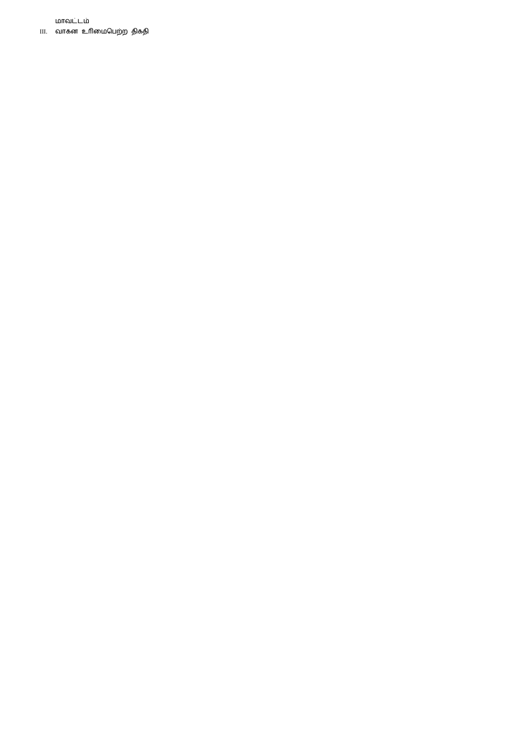மாவட்டம்

III. வாகன உரிமைபெற்ற திகதி